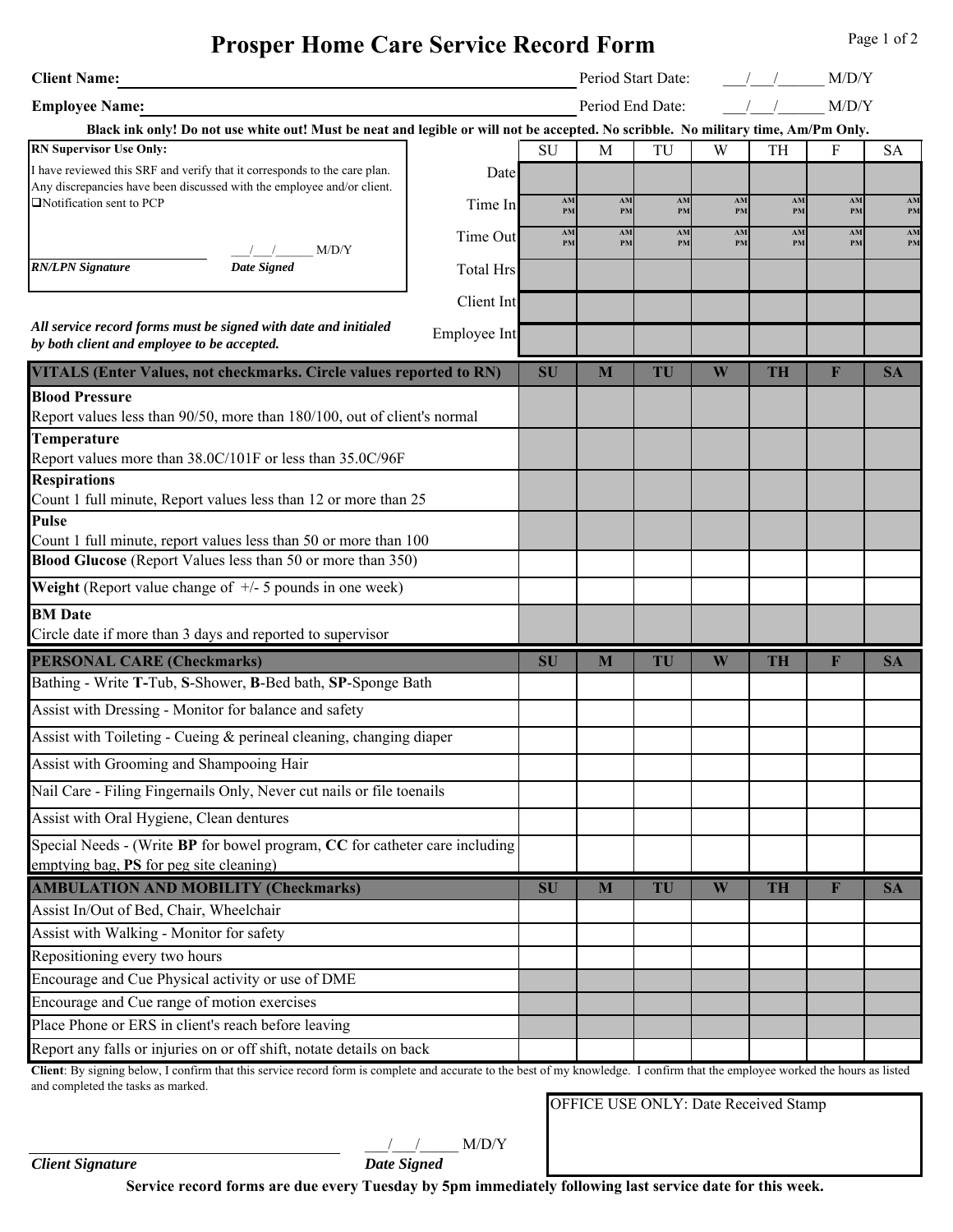# Prosper Home Care Service Record Form

**Client Name:** ______________________________ Period Start Date: ___/___/______ M/D/Y

**Employee Name:** ______________________________ Period End Date: ___/___/______ M/D/Y

**Black ink only! Do not use white out! Must be neat and legible or will not be accepted. No scribble. No military time, Am/Pm Only.**

**RN Supervisor Use Only:**

I have reviewed this SRF and verify that it corresponds to the care plan. Any discrepancies have been discussed with the employee and/or client.

❑Notification sent to PCP

________________ ___/___/______ M/D/Y
***RN/LPN Signature*** ***Date Signed***

***All service record forms must be signed with date and initialed by both client and employee to be accepted.***

| | SU | M | TU | W | TH | F | SA |
|---|---|---|---|---|---|---|---|
| Date | | | | | | | |
| Time In | AM PM | AM PM | AM PM | AM PM | AM PM | AM PM | AM PM |
| Time Out | AM PM | AM PM | AM PM | AM PM | AM PM | AM PM | AM PM |
| Total Hrs | | | | | | | |
| Client Int | | | | | | | |
| Employee Int | | | | | | | |

| **VITALS (Enter Values, not checkmarks. Circle values reported to RN)** | **SU** | **M** | **TU** | **W** | **TH** | **F** | **SA** |
|---|---|---|---|---|---|---|---|
| **Blood Pressure** Report values less than 90/50, more than 180/100, out of client's normal | | | | | | | |
| **Temperature** Report values more than 38.0C/101F or less than 35.0C/96F | | | | | | | |
| **Respirations** Count 1 full minute, Report values less than 12 or more than 25 | | | | | | | |
| **Pulse** Count 1 full minute, report values less than 50 or more than 100 | | | | | | | |
| **Blood Glucose** (Report Values less than 50 or more than 350) | | | | | | | |
| **Weight** (Report value change of +/- 5 pounds in one week) | | | | | | | |
| **BM Date** Circle date if more than 3 days and reported to supervisor | | | | | | | |

| **PERSONAL CARE (Checkmarks)** | **SU** | **M** | **TU** | **W** | **TH** | **F** | **SA** |
|---|---|---|---|---|---|---|---|
| Bathing - Write **T**-Tub, **S**-Shower, **B**-Bed bath, **SP**-Sponge Bath | | | | | | | |
| Assist with Dressing - Monitor for balance and safety | | | | | | | |
| Assist with Toileting - Cueing & perineal cleaning, changing diaper | | | | | | | |
| Assist with Grooming and Shampooing Hair | | | | | | | |
| Nail Care - Filing Fingernails Only, Never cut nails or file toenails | | | | | | | |
| Assist with Oral Hygiene, Clean dentures | | | | | | | |
| Special Needs - (Write **BP** for bowel program, **CC** for catheter care including emptying bag, **PS** for peg site cleaning) | | | | | | | |

| **AMBULATION AND MOBILITY (Checkmarks)** | **SU** | **M** | **TU** | **W** | **TH** | **F** | **SA** |
|---|---|---|---|---|---|---|---|
| Assist In/Out of Bed, Chair, Wheelchair | | | | | | | |
| Assist with Walking - Monitor for safety | | | | | | | |
| Repositioning every two hours | | | | | | | |
| Encourage and Cue Physical activity or use of DME | | | | | | | |
| Encourage and Cue range of motion exercises | | | | | | | |
| Place Phone or ERS in client's reach before leaving | | | | | | | |
| Report any falls or injuries on or off shift, notate details on back | | | | | | | |

**Client**: By signing below, I confirm that this service record form is complete and accurate to the best of my knowledge. I confirm that the employee worked the hours as listed and completed the tasks as marked.

________________________ ___/___/_____ M/D/Y
***Client Signature*** ***Date Signed***

OFFICE USE ONLY: Date Received Stamp

**Service record forms are due every Tuesday by 5pm immediately following last service date for this week.**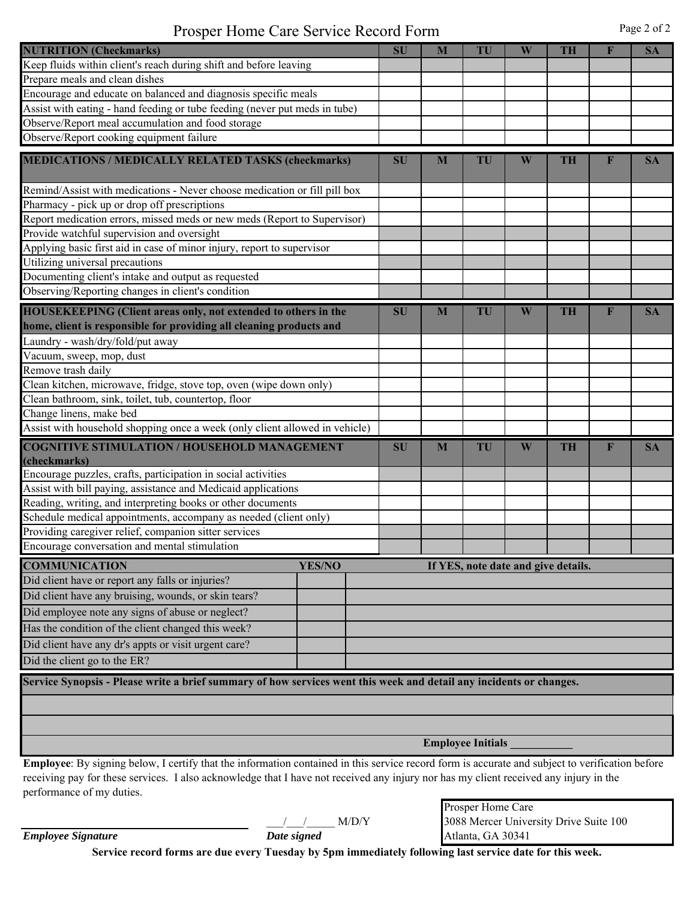# Prosper Home Care Service Record Form

| NUTRITION (Checkmarks) | SU | M | TU | W | TH | F | SA |
|---|---|---|---|---|---|---|---|
| Keep fluids within client's reach during shift and before leaving | | | | | | | |
| Prepare meals and clean dishes | | | | | | | |
| Encourage and educate on balanced and diagnosis specific meals | | | | | | | |
| Assist with eating - hand feeding or tube feeding (never put meds in tube) | | | | | | | |
| Observe/Report meal accumulation and food storage | | | | | | | |
| Observe/Report cooking equipment failure | | | | | | | |

| MEDICATIONS / MEDICALLY RELATED TASKS (checkmarks) | SU | M | TU | W | TH | F | SA |
|---|---|---|---|---|---|---|---|
| Remind/Assist with medications - Never choose medication or fill pill box | | | | | | | |
| Pharmacy - pick up or drop off prescriptions | | | | | | | |
| Report medication errors, missed meds or new meds (Report to Supervisor) | | | | | | | |
| Provide watchful supervision and oversight | | | | | | | |
| Applying basic first aid in case of minor injury, report to supervisor | | | | | | | |
| Utilizing universal precautions | | | | | | | |
| Documenting client's intake and output as requested | | | | | | | |
| Observing/Reporting changes in client's condition | | | | | | | |

| HOUSEKEEPING (Client areas only, not extended to others in the home, client is responsible for providing all cleaning products and | SU | M | TU | W | TH | F | SA |
|---|---|---|---|---|---|---|---|
| Laundry - wash/dry/fold/put away | | | | | | | |
| Vacuum, sweep, mop, dust | | | | | | | |
| Remove trash daily | | | | | | | |
| Clean kitchen, microwave, fridge, stove top, oven (wipe down only) | | | | | | | |
| Clean bathroom, sink, toilet, tub, countertop, floor | | | | | | | |
| Change linens, make bed | | | | | | | |
| Assist with household shopping once a week (only client allowed in vehicle) | | | | | | | |

| COGNITIVE STIMULATION / HOUSEHOLD MANAGEMENT (checkmarks) | SU | M | TU | W | TH | F | SA |
|---|---|---|---|---|---|---|---|
| Encourage puzzles, crafts, participation in social activities | | | | | | | |
| Assist with bill paying, assistance and Medicaid applications | | | | | | | |
| Reading, writing, and interpreting books or other documents | | | | | | | |
| Schedule medical appointments, accompany as needed (client only) | | | | | | | |
| Providing caregiver relief, companion sitter services | | | | | | | |
| Encourage conversation and mental stimulation | | | | | | | |

| COMMUNICATION | YES/NO | If YES, note date and give details. |
|---|---|---|
| Did client have or report any falls or injuries? | | |
| Did client have any bruising, wounds, or skin tears? | | |
| Did employee note any signs of abuse or neglect? | | |
| Has the condition of the client changed this week? | | |
| Did client have any dr's appts or visit urgent care? | | |
| Did the client go to the ER? | | |

**Service Synopsis - Please write a brief summary of how services went this week and detail any incidents or changes.**

**Employee Initials ___________**

**Employee**: By signing below, I certify that the information contained in this service record form is accurate and subject to verification before receiving pay for these services. I also acknowledge that I have not received any injury nor has my client received any injury in the performance of my duties.

______________________________
***Employee Signature***

___/___/_____ M/D/Y
***Date signed***

Prosper Home Care
3088 Mercer University Drive Suite 100
Atlanta, GA 30341

**Service record forms are due every Tuesday by 5pm immediately following last service date for this week.**